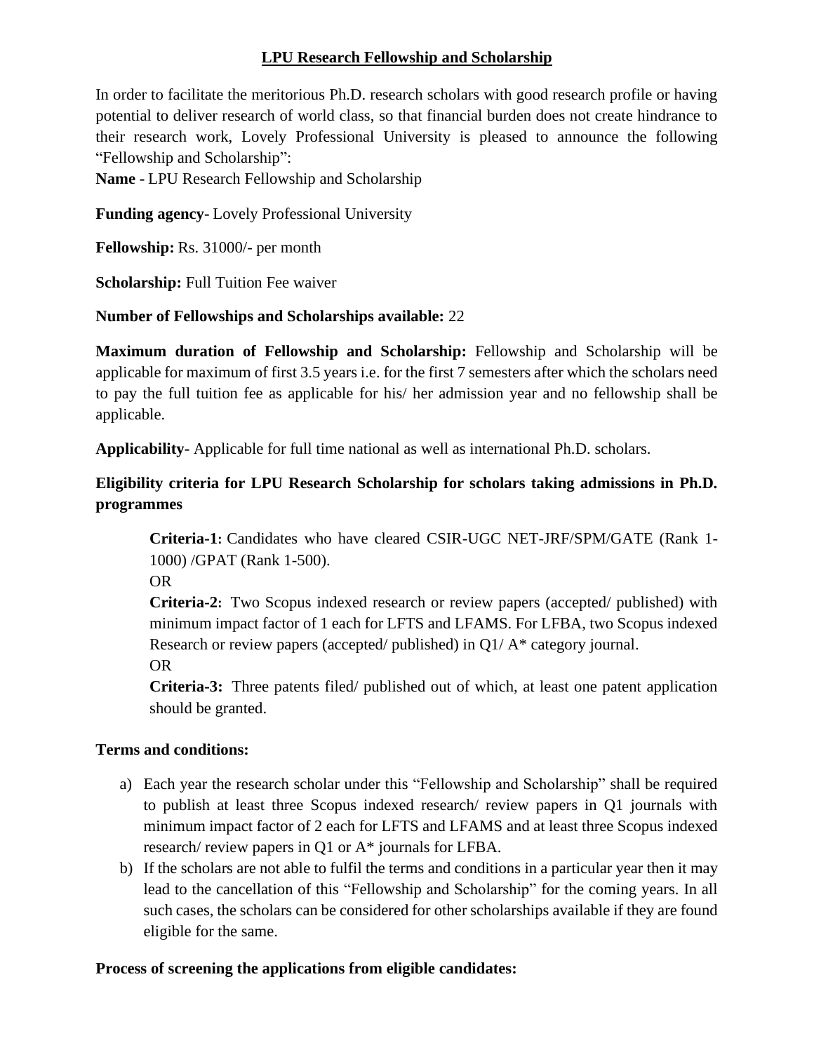# LPU Research Fellowship and Scholarship

In order to facilitate the meritorious Ph.D. research scholars with good research profile or having potential to deliver research of world class, so that financial burden does not create hindrance to their research work, Lovely Professional University is pleased to announce the following "Fellowship and Scholarship":

**Name -** LPU Research Fellowship and Scholarship

**Funding agency-** Lovely Professional University

**Fellowship:** Rs. 31000/- per month

**Scholarship:** Full Tuition Fee waiver

**Number of Fellowships and Scholarships available:** 22

**Maximum duration of Fellowship and Scholarship:** Fellowship and Scholarship will be applicable for maximum of first 3.5 years i.e. for the first 7 semesters after which the scholars need to pay the full tuition fee as applicable for his/ her admission year and no fellowship shall be applicable.

**Applicability-** Applicable for full time national as well as international Ph.D. scholars.

**Eligibility criteria for LPU Research Scholarship for scholars taking admissions in Ph.D. programmes**

> **Criteria-1:** Candidates who have cleared CSIR-UGC NET-JRF/SPM/GATE (Rank 1-1000) /GPAT (Rank 1-500).
>
> OR
>
> **Criteria-2:** Two Scopus indexed research or review papers (accepted/ published) with minimum impact factor of 1 each for LFTS and LFAMS. For LFBA, two Scopus indexed Research or review papers (accepted/ published) in Q1/ A* category journal.
>
> OR
>
> **Criteria-3:** Three patents filed/ published out of which, at least one patent application should be granted.

**Terms and conditions:**

a) Each year the research scholar under this "Fellowship and Scholarship" shall be required to publish at least three Scopus indexed research/ review papers in Q1 journals with minimum impact factor of 2 each for LFTS and LFAMS and at least three Scopus indexed research/ review papers in Q1 or A* journals for LFBA.

b) If the scholars are not able to fulfil the terms and conditions in a particular year then it may lead to the cancellation of this "Fellowship and Scholarship" for the coming years. In all such cases, the scholars can be considered for other scholarships available if they are found eligible for the same.

**Process of screening the applications from eligible candidates:**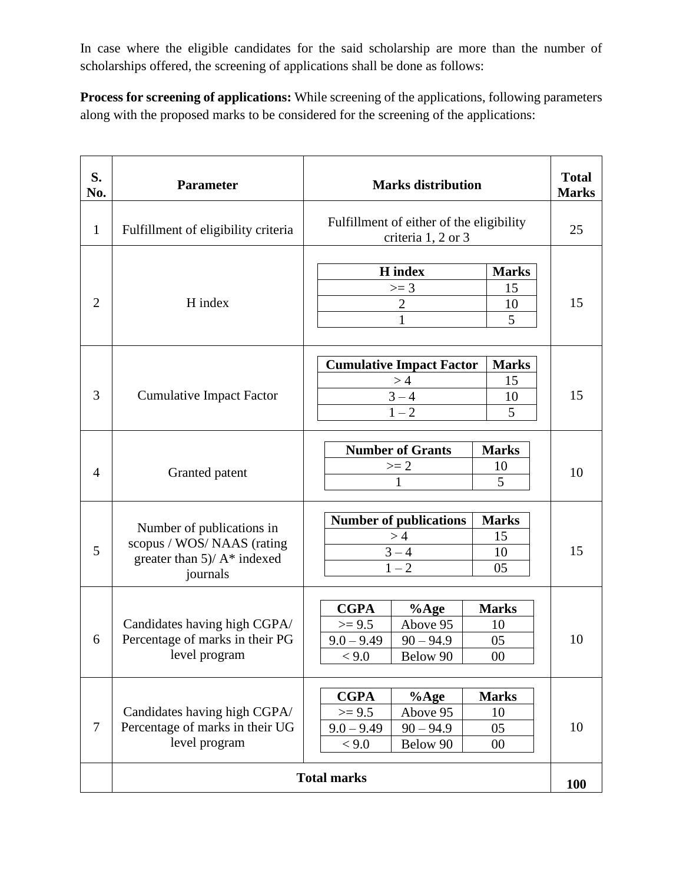In case where the eligible candidates for the said scholarship are more than the number of scholarships offered, the screening of applications shall be done as follows:

**Process for screening of applications:** While screening of the applications, following parameters along with the proposed marks to be considered for the screening of the applications:

| S. No. | Parameter | Marks distribution | Total Marks |
|---|---|---|---|
| 1 | Fulfillment of eligibility criteria | Fulfillment of either of the eligibility criteria 1, 2 or 3 | 25 |
| 2 | H index | H index: >= 3 → 15; 2 → 10; 1 → 5 | 15 |
| 3 | Cumulative Impact Factor | Cumulative Impact Factor: > 4 → 15; 3 – 4 → 10; 1 – 2 → 5 | 15 |
| 4 | Granted patent | Number of Grants: >= 2 → 10; 1 → 5 | 10 |
| 5 | Number of publications in scopus / WOS/ NAAS (rating greater than 5)/ A* indexed journals | Number of publications: > 4 → 15; 3 – 4 → 10; 1 – 2 → 05 | 15 |
| 6 | Candidates having high CGPA/ Percentage of marks in their PG level program | CGPA >= 9.5 / %Age Above 95 → 10; CGPA 9.0 – 9.49 / %Age 90 – 94.9 → 05; CGPA < 9.0 / %Age Below 90 → 00 | 10 |
| 7 | Candidates having high CGPA/ Percentage of marks in their UG level program | CGPA >= 9.5 / %Age Above 95 → 10; CGPA 9.0 – 9.49 / %Age 90 – 94.9 → 05; CGPA < 9.0 / %Age Below 90 → 00 | 10 |
| | **Total marks** | | **100** |

**Marks distribution details:**

S. No. 2 – H index

| H index | Marks |
|---|---|
| >= 3 | 15 |
| 2 | 10 |
| 1 | 5 |

S. No. 3 – Cumulative Impact Factor

| Cumulative Impact Factor | Marks |
|---|---|
| > 4 | 15 |
| 3 – 4 | 10 |
| 1 – 2 | 5 |

S. No. 4 – Granted patent

| Number of Grants | Marks |
|---|---|
| >= 2 | 10 |
| 1 | 5 |

S. No. 5 – Number of publications

| Number of publications | Marks |
|---|---|
| > 4 | 15 |
| 3 – 4 | 10 |
| 1 – 2 | 05 |

S. No. 6 – PG level program

| CGPA | %Age | Marks |
|---|---|---|
| >= 9.5 | Above 95 | 10 |
| 9.0 – 9.49 | 90 – 94.9 | 05 |
| < 9.0 | Below 90 | 00 |

S. No. 7 – UG level program

| CGPA | %Age | Marks |
|---|---|---|
| >= 9.5 | Above 95 | 10 |
| 9.0 – 9.49 | 90 – 94.9 | 05 |
| < 9.0 | Below 90 | 00 |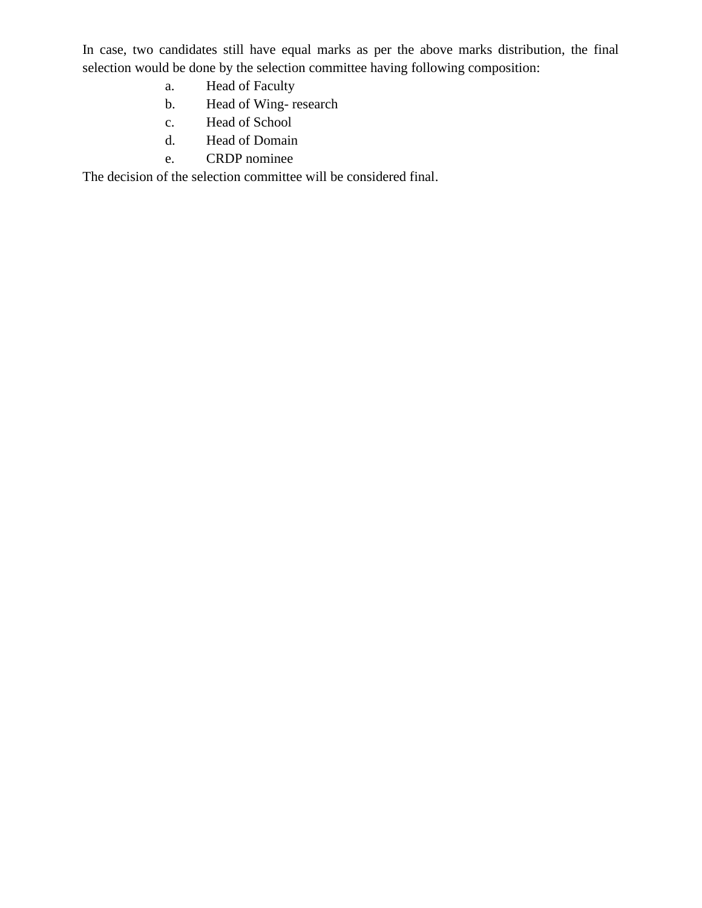In case, two candidates still have equal marks as per the above marks distribution, the final selection would be done by the selection committee having following composition:

a. Head of Faculty
b. Head of Wing- research
c. Head of School
d. Head of Domain
e. CRDP nominee

The decision of the selection committee will be considered final.